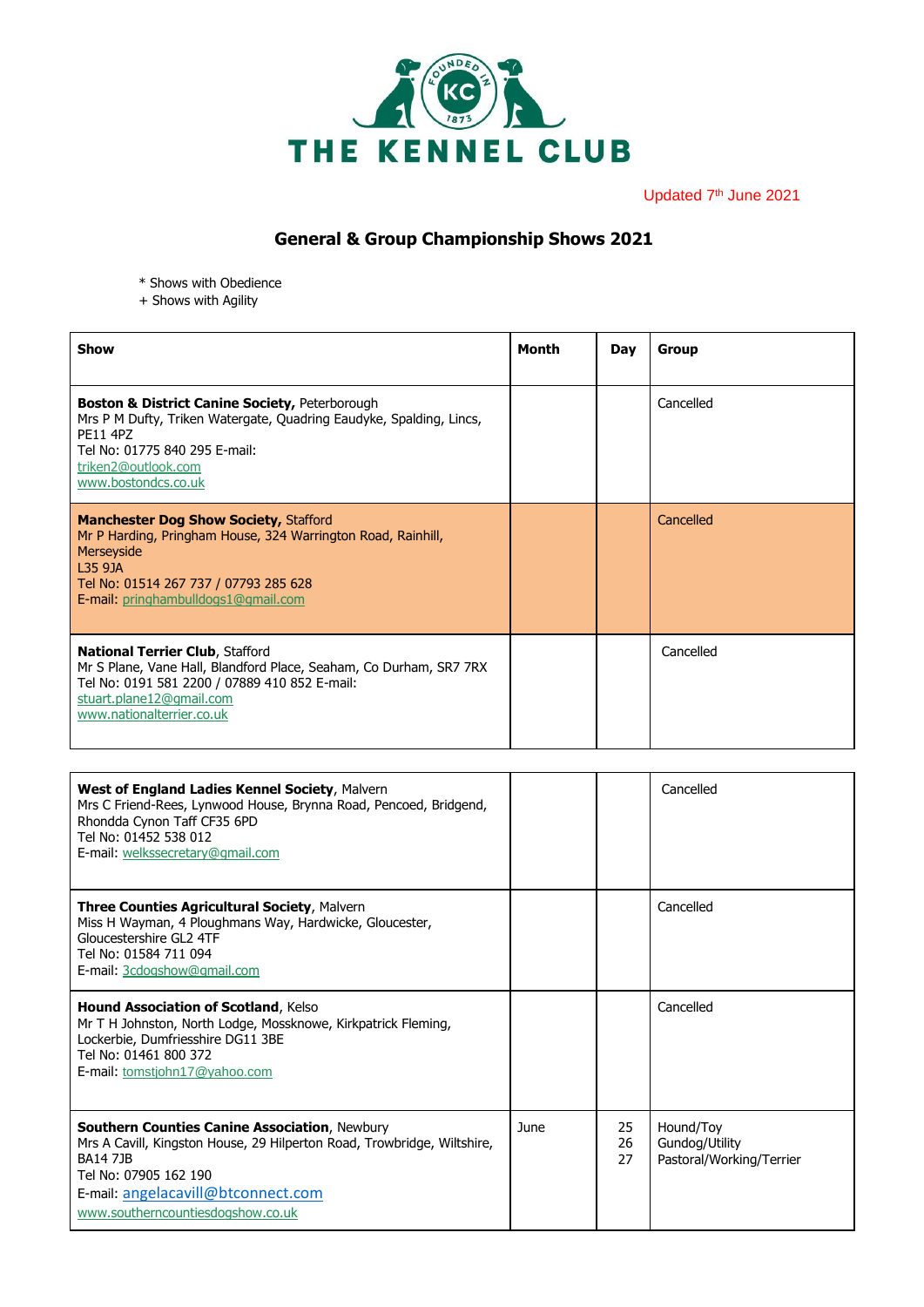THE KENNEL CLUB

Updated 7th June 2021

## General & Group Championship Shows 2021

\* Shows with Obedience
\+ Shows with Agility

| Show | Month | Day | Group |
|---|---|---|---|
| **Boston & District Canine Society,** Peterborough<br>Mrs P M Dufty, Triken Watergate, Quadring Eaudyke, Spalding, Lincs, PE11 4PZ<br>Tel No: 01775 840 295 E-mail: triken2@outlook.com<br>www.bostondcs.co.uk | | | Cancelled |
| **Manchester Dog Show Society,** Stafford<br>Mr P Harding, Pringham House, 324 Warrington Road, Rainhill, Merseyside<br>L35 9JA<br>Tel No: 01514 267 737 / 07793 285 628<br>E-mail: pringhambulldogs1@gmail.com | | | Cancelled |
| **National Terrier Club**, Stafford<br>Mr S Plane, Vane Hall, Blandford Place, Seaham, Co Durham, SR7 7RX<br>Tel No: 0191 581 2200 / 07889 410 852 E-mail: stuart.plane12@gmail.com<br>www.nationalterrier.co.uk | | | Cancelled |
| **West of England Ladies Kennel Society**, Malvern<br>Mrs C Friend-Rees, Lynwood House, Brynna Road, Pencoed, Bridgend, Rhondda Cynon Taff CF35 6PD<br>Tel No: 01452 538 012<br>E-mail: welkssecretary@gmail.com | | | Cancelled |
| **Three Counties Agricultural Society**, Malvern<br>Miss H Wayman, 4 Ploughmans Way, Hardwicke, Gloucester, Gloucestershire GL2 4TF<br>Tel No: 01584 711 094<br>E-mail: 3cdogshow@gmail.com | | | Cancelled |
| **Hound Association of Scotland**, Kelso<br>Mr T H Johnston, North Lodge, Mossknowe, Kirkpatrick Fleming, Lockerbie, Dumfriesshire DG11 3BE<br>Tel No: 01461 800 372<br>E-mail: tomstjohn17@yahoo.com | | | Cancelled |
| **Southern Counties Canine Association**, Newbury<br>Mrs A Cavill, Kingston House, 29 Hilperton Road, Trowbridge, Wiltshire, BA14 7JB<br>Tel No: 07905 162 190<br>E-mail: angelacavill@btconnect.com<br>www.southerncountiesdogshow.co.uk | June | 25<br>26<br>27 | Hound/Toy<br>Gundog/Utility<br>Pastoral/Working/Terrier |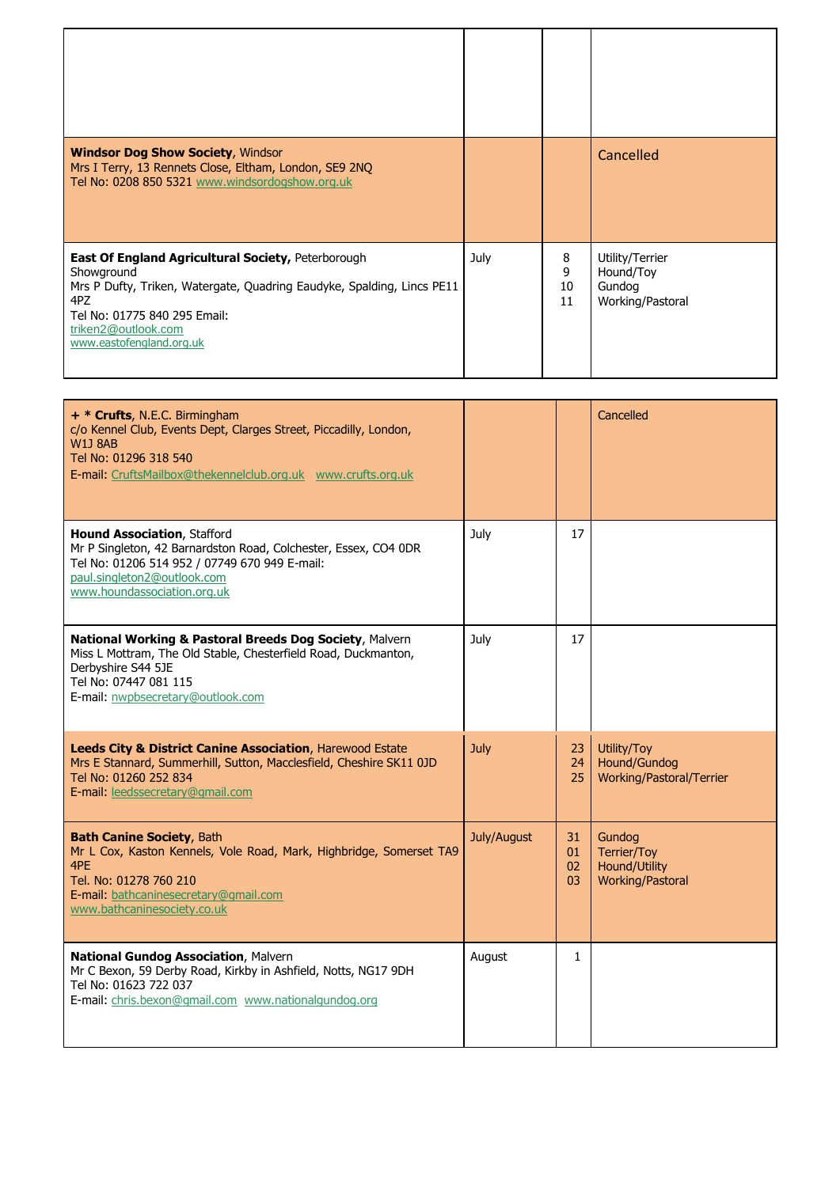| | | | |
|---|---|---|---|
| | | | |
| **Windsor Dog Show Society**, Windsor<br>Mrs I Terry, 13 Rennets Close, Eltham, London, SE9 2NQ<br>Tel No: 0208 850 5321 www.windsordogshow.org.uk | | | Cancelled |
| **East Of England Agricultural Society,** Peterborough Showground<br>Mrs P Dufty, Triken, Watergate, Quadring Eaudyke, Spalding, Lincs PE11 4PZ<br>Tel No: 01775 840 295 Email:<br>triken2@outlook.com<br>www.eastofengland.org.uk | July | 8<br>9<br>10<br>11 | Utility/Terrier<br>Hound/Toy<br>Gundog<br>Working/Pastoral |

| | | | |
|---|---|---|---|
| **+ * Crufts**, N.E.C. Birmingham<br>c/o Kennel Club, Events Dept, Clarges Street, Piccadilly, London, W1J 8AB<br>Tel No: 01296 318 540<br>E-mail: CruftsMailbox@thekennelclub.org.uk www.crufts.org.uk | | | Cancelled |
| **Hound Association**, Stafford<br>Mr P Singleton, 42 Barnardston Road, Colchester, Essex, CO4 0DR<br>Tel No: 01206 514 952 / 07749 670 949 E-mail:<br>paul.singleton2@outlook.com<br>www.houndassociation.org.uk | July | 17 | |
| **National Working & Pastoral Breeds Dog Society**, Malvern<br>Miss L Mottram, The Old Stable, Chesterfield Road, Duckmanton, Derbyshire S44 5JE<br>Tel No: 07447 081 115<br>E-mail: nwpbsecretary@outlook.com | July | 17 | |
| **Leeds City & District Canine Association**, Harewood Estate<br>Mrs E Stannard, Summerhill, Sutton, Macclesfield, Cheshire SK11 0JD<br>Tel No: 01260 252 834<br>E-mail: leedssecretary@gmail.com | July | 23<br>24<br>25 | Utility/Toy<br>Hound/Gundog<br>Working/Pastoral/Terrier |
| **Bath Canine Society**, Bath<br>Mr L Cox, Kaston Kennels, Vole Road, Mark, Highbridge, Somerset TA9 4PE<br>Tel. No: 01278 760 210<br>E-mail: bathcaninesecretary@gmail.com<br>www.bathcaninesociety.co.uk | July/August | 31<br>01<br>02<br>03 | Gundog<br>Terrier/Toy<br>Hound/Utility<br>Working/Pastoral |
| **National Gundog Association**, Malvern<br>Mr C Bexon, 59 Derby Road, Kirkby in Ashfield, Notts, NG17 9DH<br>Tel No: 01623 722 037<br>E-mail: chris.bexon@gmail.com www.nationalgundog.org | August | 1 | |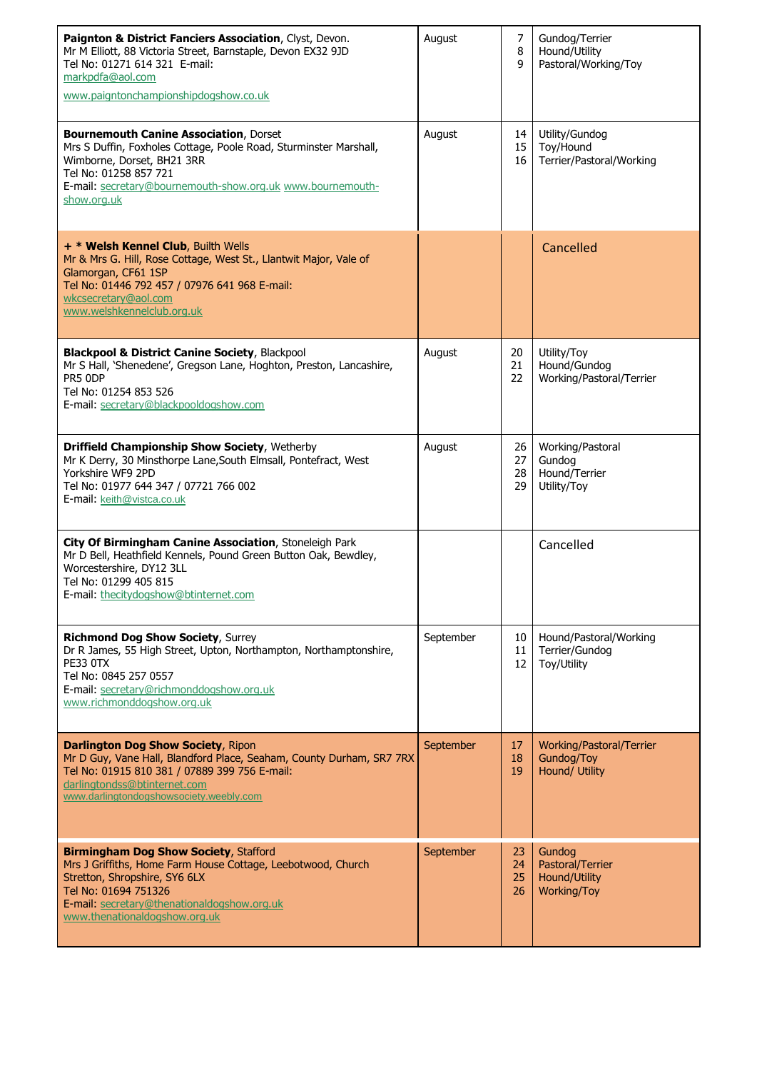| | | | |
|---|---|---|---|
| **Paignton & District Fanciers Association**, Clyst, Devon.<br>Mr M Elliott, 88 Victoria Street, Barnstaple, Devon EX32 9JD<br>Tel No: 01271 614 321 E-mail:<br>markpdfa@aol.com<br>www.paigntonchampionshipdogshow.co.uk | August | 7<br>8<br>9 | Gundog/Terrier<br>Hound/Utility<br>Pastoral/Working/Toy |
| **Bournemouth Canine Association**, Dorset<br>Mrs S Duffin, Foxholes Cottage, Poole Road, Sturminster Marshall, Wimborne, Dorset, BH21 3RR<br>Tel No: 01258 857 721<br>E-mail: secretary@bournemouth-show.org.uk www.bournemouth-show.org.uk | August | 14<br>15<br>16 | Utility/Gundog<br>Toy/Hound<br>Terrier/Pastoral/Working |
| **+ * Welsh Kennel Club**, Builth Wells<br>Mr & Mrs G. Hill, Rose Cottage, West St., Llantwit Major, Vale of Glamorgan, CF61 1SP<br>Tel No: 01446 792 457 / 07976 641 968 E-mail:<br>wkcsecretary@aol.com<br>www.welshkennelclub.org.uk | | | Cancelled |
| **Blackpool & District Canine Society**, Blackpool<br>Mr S Hall, 'Shenedene', Gregson Lane, Hoghton, Preston, Lancashire, PR5 0DP<br>Tel No: 01254 853 526<br>E-mail: secretary@blackpooldogshow.com | August | 20<br>21<br>22 | Utility/Toy<br>Hound/Gundog<br>Working/Pastoral/Terrier |
| **Driffield Championship Show Society**, Wetherby<br>Mr K Derry, 30 Minsthorpe Lane,South Elmsall, Pontefract, West Yorkshire WF9 2PD<br>Tel No: 01977 644 347 / 07721 766 002<br>E-mail: keith@vistca.co.uk | August | 26<br>27<br>28<br>29 | Working/Pastoral<br>Gundog<br>Hound/Terrier<br>Utility/Toy |
| **City Of Birmingham Canine Association**, Stoneleigh Park<br>Mr D Bell, Heathfield Kennels, Pound Green Button Oak, Bewdley, Worcestershire, DY12 3LL<br>Tel No: 01299 405 815<br>E-mail: thecitydogshow@btinternet.com | | | Cancelled |
| **Richmond Dog Show Society**, Surrey<br>Dr R James, 55 High Street, Upton, Northampton, Northamptonshire, PE33 0TX<br>Tel No: 0845 257 0557<br>E-mail: secretary@richmonddogshow.org.uk<br>www.richmonddogshow.org.uk | September | 10<br>11<br>12 | Hound/Pastoral/Working<br>Terrier/Gundog<br>Toy/Utility |
| **Darlington Dog Show Society**, Ripon<br>Mr D Guy, Vane Hall, Blandford Place, Seaham, County Durham, SR7 7RX<br>Tel No: 01915 810 381 / 07889 399 756 E-mail:<br>darlingtondss@btinternet.com<br>www.darlingtondogshowsociety.weebly.com | September | 17<br>18<br>19 | Working/Pastoral/Terrier<br>Gundog/Toy<br>Hound/ Utility |
| **Birmingham Dog Show Society**, Stafford<br>Mrs J Griffiths, Home Farm House Cottage, Leebotwood, Church Stretton, Shropshire, SY6 6LX<br>Tel No: 01694 751326<br>E-mail: secretary@thenationaldogshow.org.uk<br>www.thenationaldogshow.org.uk | September | 23<br>24<br>25<br>26 | Gundog<br>Pastoral/Terrier<br>Hound/Utility<br>Working/Toy |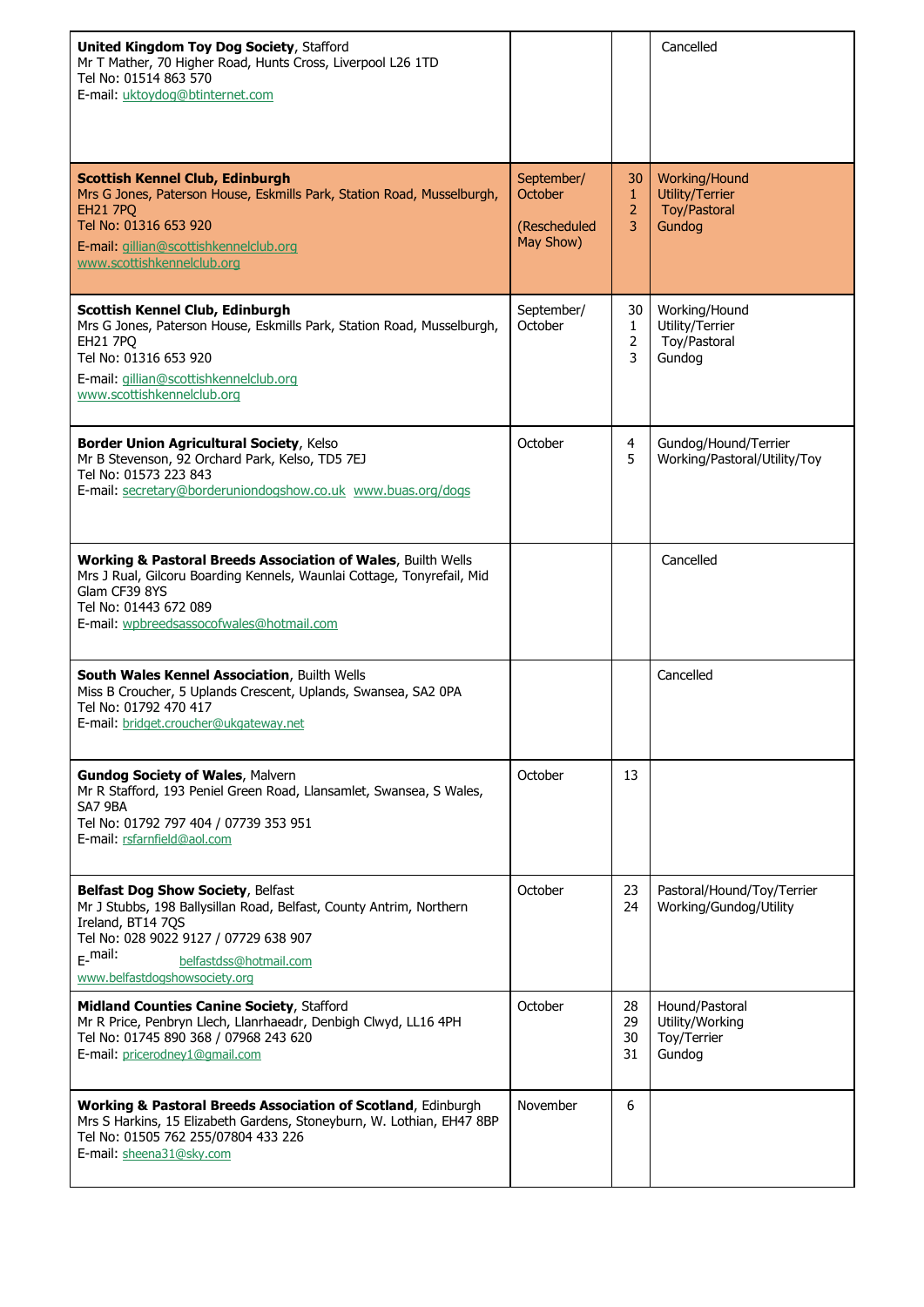| | | | |
|---|---|---|---|
| **United Kingdom Toy Dog Society**, Stafford<br>Mr T Mather, 70 Higher Road, Hunts Cross, Liverpool L26 1TD<br>Tel No: 01514 863 570<br>E-mail: uktoydog@btinternet.com | | | Cancelled |
| **Scottish Kennel Club, Edinburgh**<br>Mrs G Jones, Paterson House, Eskmills Park, Station Road, Musselburgh, EH21 7PQ<br>Tel No: 01316 653 920<br>E-mail: gillian@scottishkennelclub.org<br>www.scottishkennelclub.org | September/ October<br><br>(Rescheduled May Show) | 30<br>1<br>2<br>3 | Working/Hound<br>Utility/Terrier<br>Toy/Pastoral<br>Gundog |
| **Scottish Kennel Club, Edinburgh**<br>Mrs G Jones, Paterson House, Eskmills Park, Station Road, Musselburgh, EH21 7PQ<br>Tel No: 01316 653 920<br>E-mail: gillian@scottishkennelclub.org<br>www.scottishkennelclub.org | September/ October | 30<br>1<br>2<br>3 | Working/Hound<br>Utility/Terrier<br>Toy/Pastoral<br>Gundog |
| **Border Union Agricultural Society**, Kelso<br>Mr B Stevenson, 92 Orchard Park, Kelso, TD5 7EJ<br>Tel No: 01573 223 843<br>E-mail: secretary@borderuniondogshow.co.uk www.buas.org/dogs | October | 4<br>5 | Gundog/Hound/Terrier<br>Working/Pastoral/Utility/Toy |
| **Working & Pastoral Breeds Association of Wales**, Builth Wells<br>Mrs J Rual, Gilcoru Boarding Kennels, Waunlai Cottage, Tonyrefail, Mid Glam CF39 8YS<br>Tel No: 01443 672 089<br>E-mail: wpbreedsassocofwales@hotmail.com | | | Cancelled |
| **South Wales Kennel Association**, Builth Wells<br>Miss B Croucher, 5 Uplands Crescent, Uplands, Swansea, SA2 0PA<br>Tel No: 01792 470 417<br>E-mail: bridget.croucher@ukgateway.net | | | Cancelled |
| **Gundog Society of Wales**, Malvern<br>Mr R Stafford, 193 Peniel Green Road, Llansamlet, Swansea, S Wales, SA7 9BA<br>Tel No: 01792 797 404 / 07739 353 951<br>E-mail: rsfarnfield@aol.com | October | 13 | |
| **Belfast Dog Show Society**, Belfast<br>Mr J Stubbs, 198 Ballysillan Road, Belfast, County Antrim, Northern Ireland, BT14 7QS<br>Tel No: 028 9022 9127 / 07729 638 907<br>E-mail: belfastdss@hotmail.com<br>www.belfastdogshowsociety.org | October | 23<br>24 | Pastoral/Hound/Toy/Terrier<br>Working/Gundog/Utility |
| **Midland Counties Canine Society**, Stafford<br>Mr R Price, Penbryn Llech, Llanrhaeadr, Denbigh Clwyd, LL16 4PH<br>Tel No: 01745 890 368 / 07968 243 620<br>E-mail: pricerodney1@gmail.com | October | 28<br>29<br>30<br>31 | Hound/Pastoral<br>Utility/Working<br>Toy/Terrier<br>Gundog |
| **Working & Pastoral Breeds Association of Scotland**, Edinburgh<br>Mrs S Harkins, 15 Elizabeth Gardens, Stoneyburn, W. Lothian, EH47 8BP<br>Tel No: 01505 762 255/07804 433 226<br>E-mail: sheena31@sky.com | November | 6 | |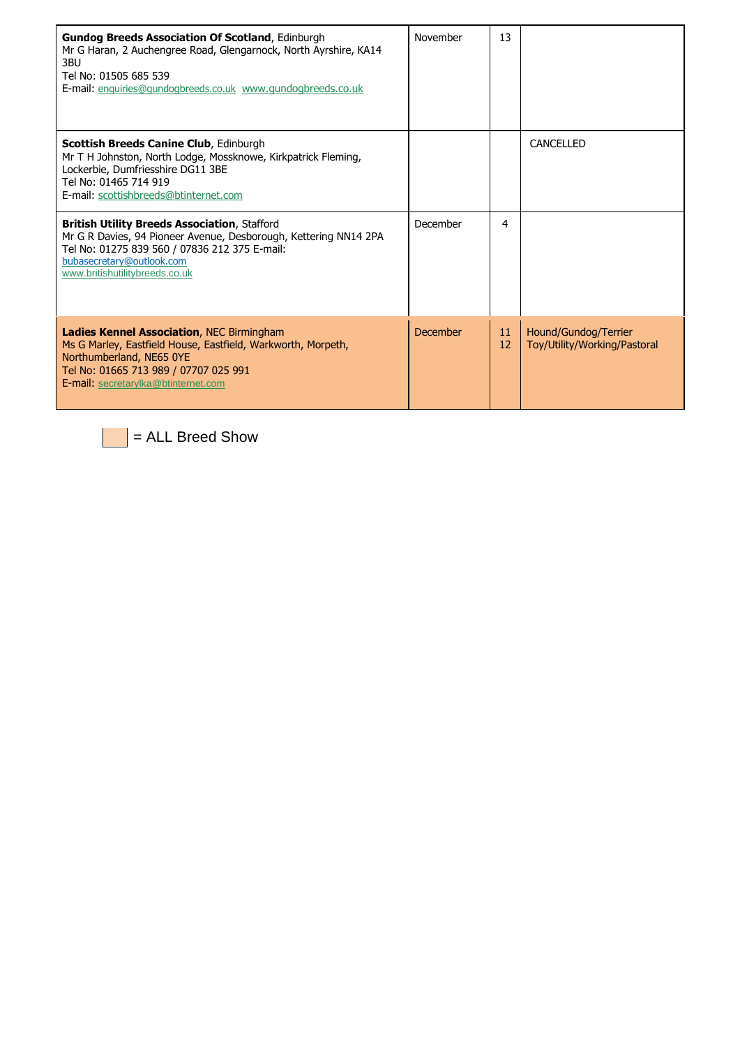| | | | |
|---|---|---|---|
| **Gundog Breeds Association Of Scotland**, Edinburgh<br>Mr G Haran, 2 Auchengree Road, Glengarnock, North Ayrshire, KA14 3BU<br>Tel No: 01505 685 539<br>E-mail: enquiries@gundogbreeds.co.uk www.gundogbreeds.co.uk | November | 13 | |
| **Scottish Breeds Canine Club**, Edinburgh<br>Mr T H Johnston, North Lodge, Mossknowe, Kirkpatrick Fleming, Lockerbie, Dumfriesshire DG11 3BE<br>Tel No: 01465 714 919<br>E-mail: scottishbreeds@btinternet.com | | | CANCELLED |
| **British Utility Breeds Association**, Stafford<br>Mr G R Davies, 94 Pioneer Avenue, Desborough, Kettering NN14 2PA<br>Tel No: 01275 839 560 / 07836 212 375 E-mail:<br>bubasecretary@outlook.com<br>www.britishutilitybreeds.co.uk | December | 4 | |
| **Ladies Kennel Association**, NEC Birmingham<br>Ms G Marley, Eastfield House, Eastfield, Warkworth, Morpeth, Northumberland, NE65 0YE<br>Tel No: 01665 713 989 / 07707 025 991<br>E-mail: secretarylka@btinternet.com | December | 11<br>12 | Hound/Gundog/Terrier<br>Toy/Utility/Working/Pastoral |

= ALL Breed Show